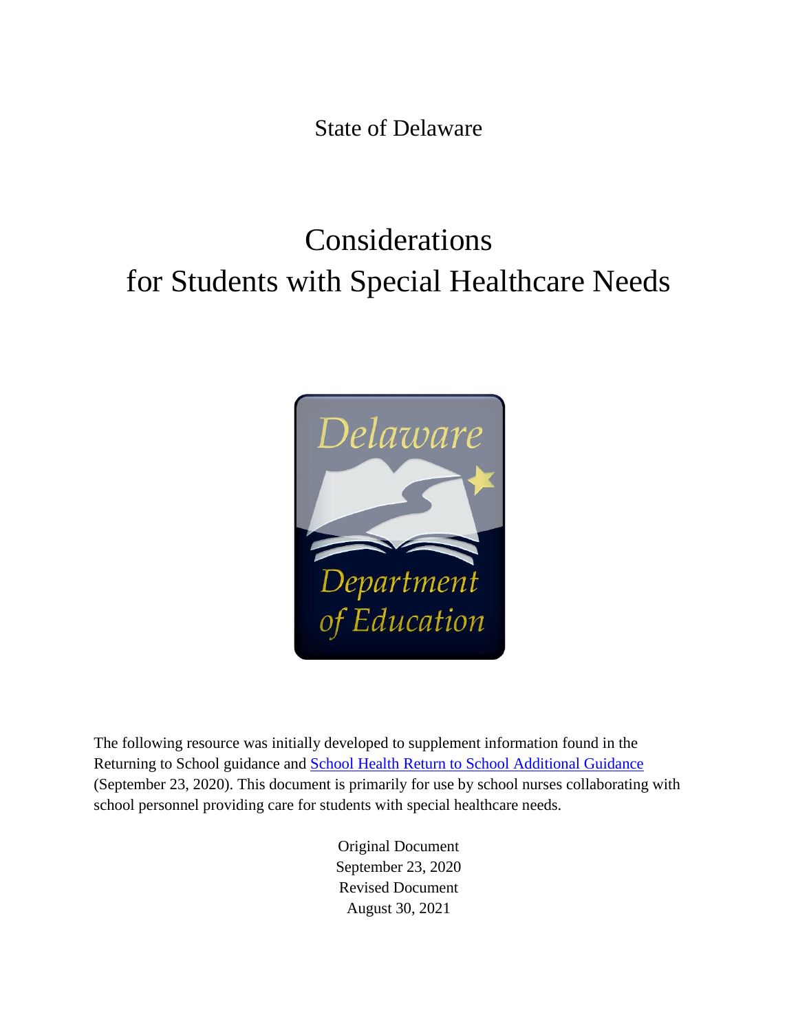State of Delaware

# Considerations for Students with Special Healthcare Needs

The following resource was initially developed to supplement information found in the Returning to School guidance and [School Health Return to School Additional Guidance] (September 23, 2020). This document is primarily for use by school nurses collaborating with school personnel providing care for students with special healthcare needs.

Original Document
September 23, 2020
Revised Document
August 30, 2021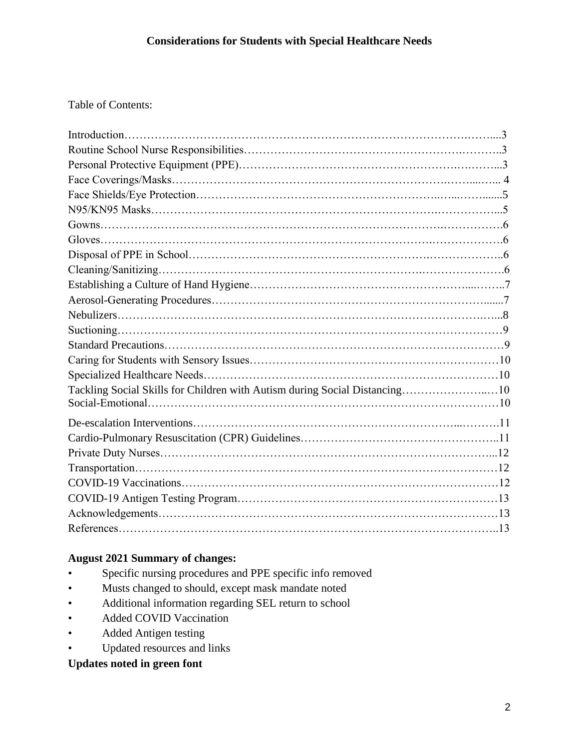**Considerations for Students with Special Healthcare Needs**

Table of Contents:

| Section | Page |
|---|---|
| Introduction | 3 |
| Routine School Nurse Responsibilities | 3 |
| Personal Protective Equipment (PPE) | 3 |
| Face Coverings/Masks | 4 |
| Face Shields/Eye Protection | 5 |
| N95/KN95 Masks | 5 |
| Gowns | 6 |
| Gloves | 6 |
| Disposal of PPE in School | 6 |
| Cleaning/Sanitizing | 6 |
| Establishing a Culture of Hand Hygiene | 7 |
| Aerosol-Generating Procedures | 7 |
| Nebulizers | 8 |
| Suctioning | 9 |
| Standard Precautions | 9 |
| Caring for Students with Sensory Issues | 10 |
| Specialized Healthcare Needs | 10 |
| Tackling Social Skills for Children with Autism during Social Distancing | 10 |
| Social-Emotional | 10 |
| De-escalation Interventions | 11 |
| Cardio-Pulmonary Resuscitation (CPR) Guidelines | 11 |
| Private Duty Nurses | 12 |
| Transportation | 12 |
| COVID-19 Vaccinations | 12 |
| COVID-19 Antigen Testing Program | 13 |
| Acknowledgements | 13 |
| References | 13 |

**August 2021 Summary of changes:**

- Specific nursing procedures and PPE specific info removed
- Musts changed to should, except mask mandate noted
- Additional information regarding SEL return to school
- Added COVID Vaccination
- Added Antigen testing
- Updated resources and links

**Updates noted in green font**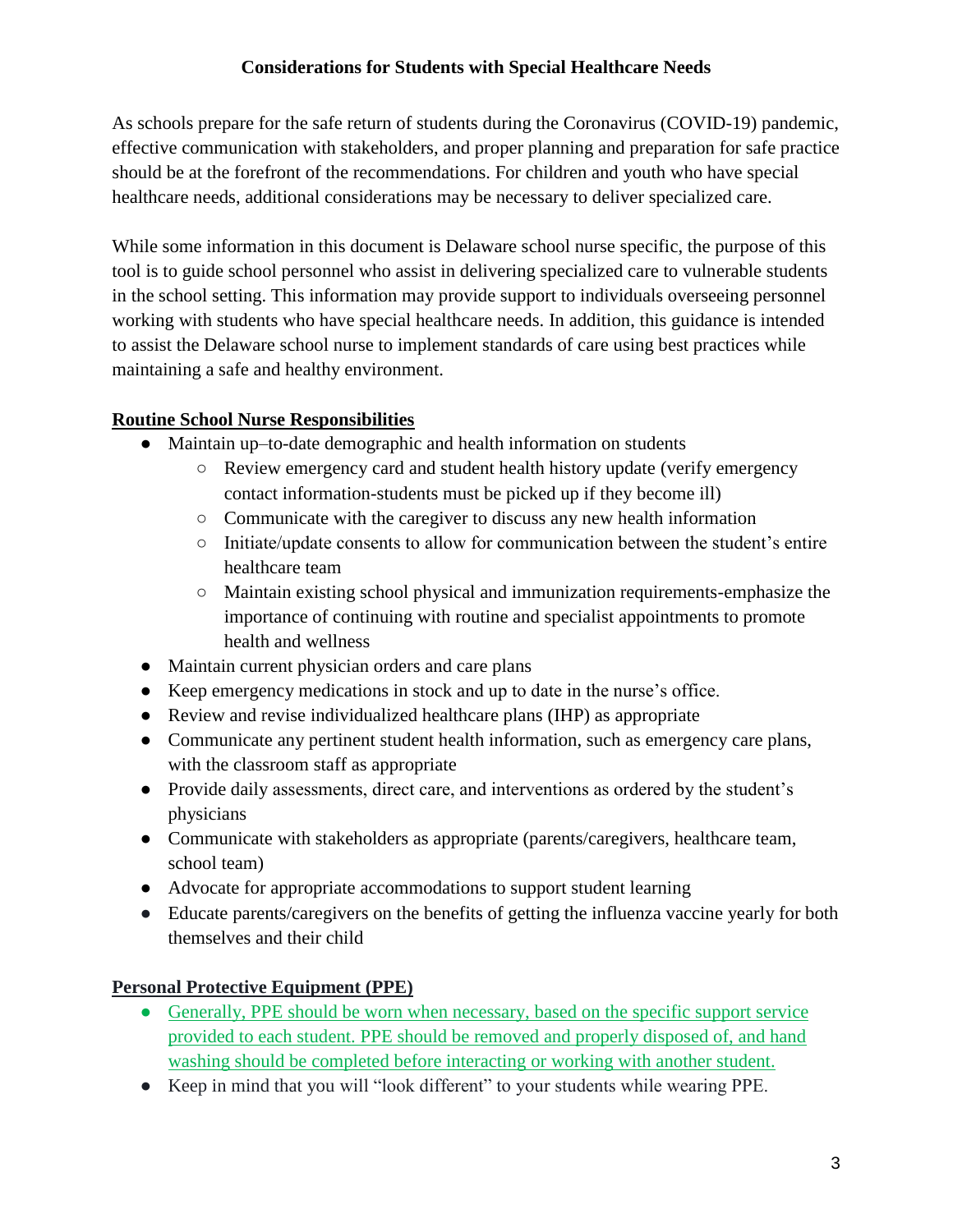## Considerations for Students with Special Healthcare Needs

As schools prepare for the safe return of students during the Coronavirus (COVID-19) pandemic, effective communication with stakeholders, and proper planning and preparation for safe practice should be at the forefront of the recommendations. For children and youth who have special healthcare needs, additional considerations may be necessary to deliver specialized care.

While some information in this document is Delaware school nurse specific, the purpose of this tool is to guide school personnel who assist in delivering specialized care to vulnerable students in the school setting. This information may provide support to individuals overseeing personnel working with students who have special healthcare needs. In addition, this guidance is intended to assist the Delaware school nurse to implement standards of care using best practices while maintaining a safe and healthy environment.

### Routine School Nurse Responsibilities

- Maintain up–to-date demographic and health information on students
  - Review emergency card and student health history update (verify emergency contact information-students must be picked up if they become ill)
  - Communicate with the caregiver to discuss any new health information
  - Initiate/update consents to allow for communication between the student's entire healthcare team
  - Maintain existing school physical and immunization requirements-emphasize the importance of continuing with routine and specialist appointments to promote health and wellness
- Maintain current physician orders and care plans
- Keep emergency medications in stock and up to date in the nurse's office.
- Review and revise individualized healthcare plans (IHP) as appropriate
- Communicate any pertinent student health information, such as emergency care plans, with the classroom staff as appropriate
- Provide daily assessments, direct care, and interventions as ordered by the student's physicians
- Communicate with stakeholders as appropriate (parents/caregivers, healthcare team, school team)
- Advocate for appropriate accommodations to support student learning
- Educate parents/caregivers on the benefits of getting the influenza vaccine yearly for both themselves and their child

### Personal Protective Equipment (PPE)

- Generally, PPE should be worn when necessary, based on the specific support service provided to each student. PPE should be removed and properly disposed of, and hand washing should be completed before interacting or working with another student.
- Keep in mind that you will "look different" to your students while wearing PPE.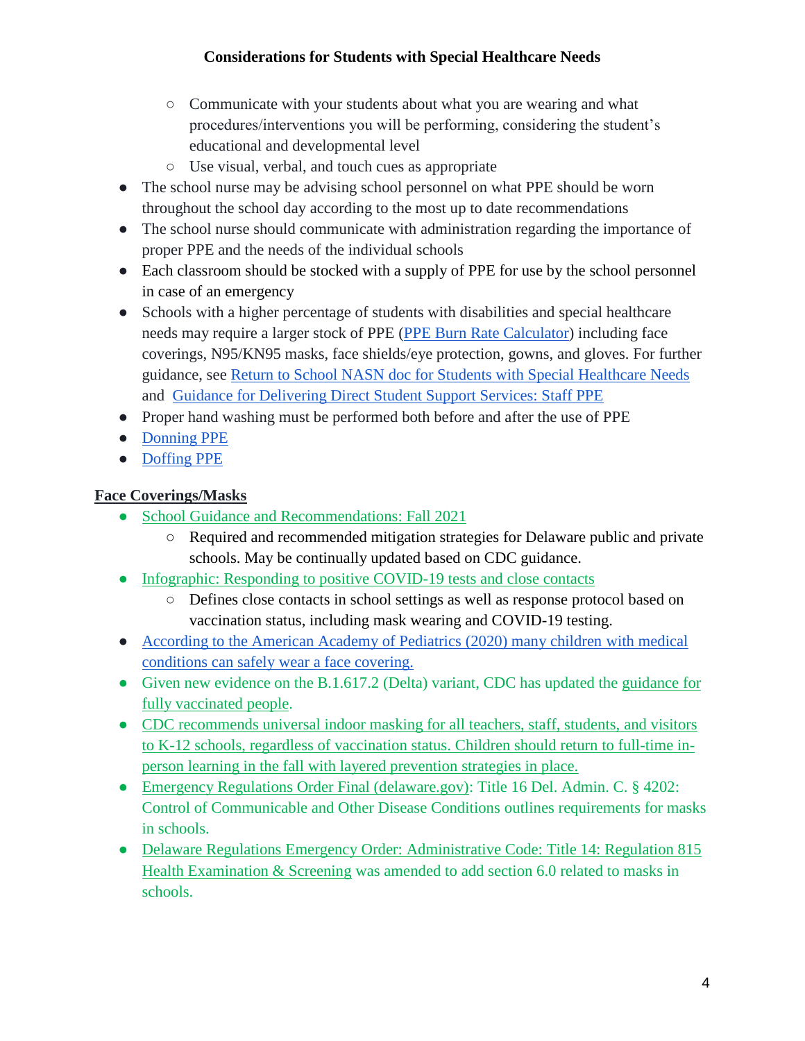- Communicate with your students about what you are wearing and what procedures/interventions you will be performing, considering the student's educational and developmental level
  - Use visual, verbal, and touch cues as appropriate
- The school nurse may be advising school personnel on what PPE should be worn throughout the school day according to the most up to date recommendations
- The school nurse should communicate with administration regarding the importance of proper PPE and the needs of the individual schools
- Each classroom should be stocked with a supply of PPE for use by the school personnel in case of an emergency
- Schools with a higher percentage of students with disabilities and special healthcare needs may require a larger stock of PPE (PPE Burn Rate Calculator) including face coverings, N95/KN95 masks, face shields/eye protection, gowns, and gloves. For further guidance, see Return to School NASN doc for Students with Special Healthcare Needs and Guidance for Delivering Direct Student Support Services: Staff PPE
- Proper hand washing must be performed both before and after the use of PPE
- Donning PPE
- Doffing PPE

**Face Coverings/Masks**

- School Guidance and Recommendations: Fall 2021
  - Required and recommended mitigation strategies for Delaware public and private schools. May be continually updated based on CDC guidance.
- Infographic: Responding to positive COVID-19 tests and close contacts
  - Defines close contacts in school settings as well as response protocol based on vaccination status, including mask wearing and COVID-19 testing.
- According to the American Academy of Pediatrics (2020) many children with medical conditions can safely wear a face covering.
- Given new evidence on the B.1.617.2 (Delta) variant, CDC has updated the guidance for fully vaccinated people.
- CDC recommends universal indoor masking for all teachers, staff, students, and visitors to K-12 schools, regardless of vaccination status. Children should return to full-time in-person learning in the fall with layered prevention strategies in place.
- Emergency Regulations Order Final (delaware.gov): Title 16 Del. Admin. C. § 4202: Control of Communicable and Other Disease Conditions outlines requirements for masks in schools.
- Delaware Regulations Emergency Order: Administrative Code: Title 14: Regulation 815 Health Examination & Screening was amended to add section 6.0 related to masks in schools.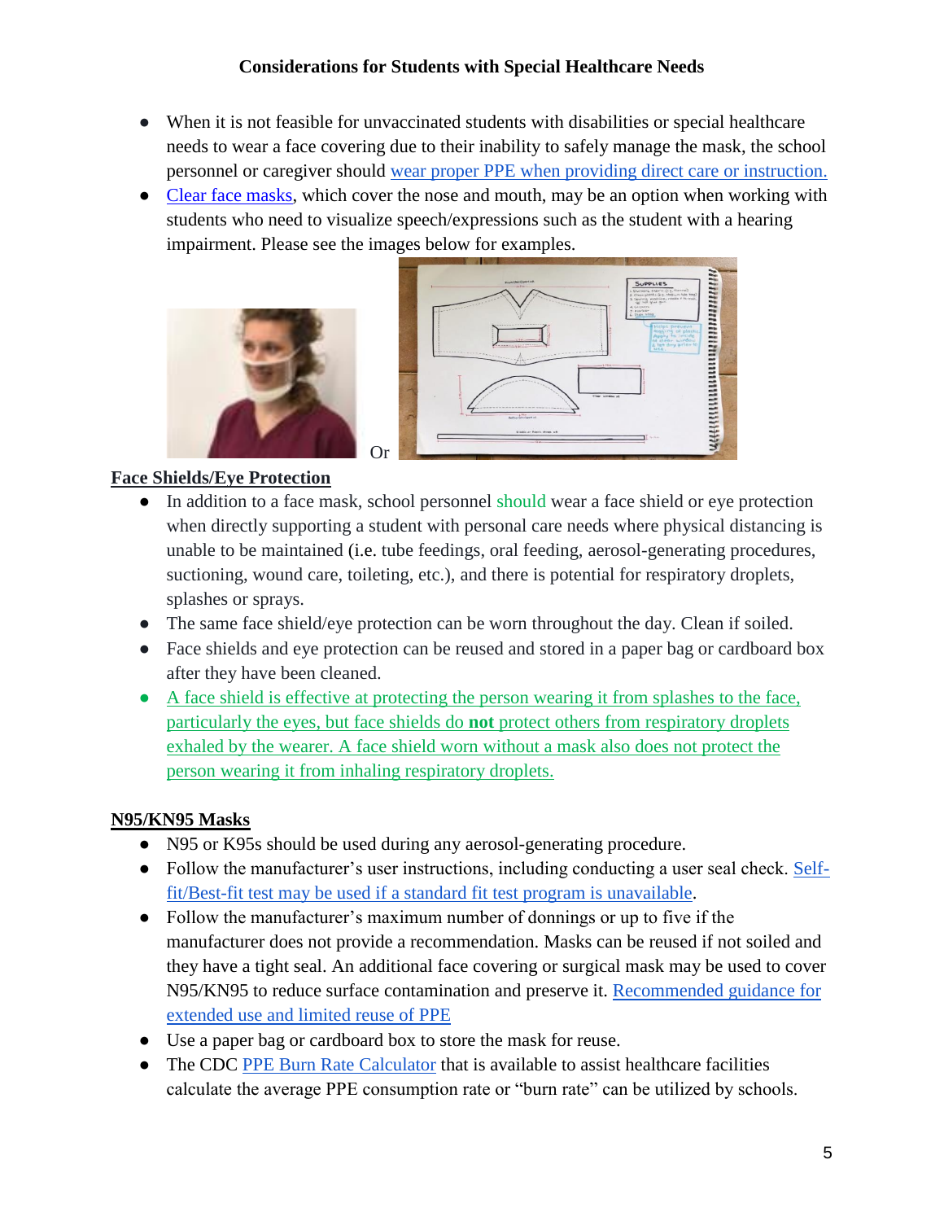**Considerations for Students with Special Healthcare Needs**

- When it is not feasible for unvaccinated students with disabilities or special healthcare needs to wear a face covering due to their inability to safely manage the mask, the school personnel or caregiver should wear proper PPE when providing direct care or instruction.
- Clear face masks, which cover the nose and mouth, may be an option when working with students who need to visualize speech/expressions such as the student with a hearing impairment. Please see the images below for examples.

Or

## Face Shields/Eye Protection

- In addition to a face mask, school personnel should wear a face shield or eye protection when directly supporting a student with personal care needs where physical distancing is unable to be maintained (i.e. tube feedings, oral feeding, aerosol-generating procedures, suctioning, wound care, toileting, etc.), and there is potential for respiratory droplets, splashes or sprays.
- The same face shield/eye protection can be worn throughout the day. Clean if soiled.
- Face shields and eye protection can be reused and stored in a paper bag or cardboard box after they have been cleaned.
- A face shield is effective at protecting the person wearing it from splashes to the face, particularly the eyes, but face shields do **not** protect others from respiratory droplets exhaled by the wearer. A face shield worn without a mask also does not protect the person wearing it from inhaling respiratory droplets.

## N95/KN95 Masks

- N95 or K95s should be used during any aerosol-generating procedure.
- Follow the manufacturer's user instructions, including conducting a user seal check. Self-fit/Best-fit test may be used if a standard fit test program is unavailable.
- Follow the manufacturer's maximum number of donnings or up to five if the manufacturer does not provide a recommendation. Masks can be reused if not soiled and they have a tight seal. An additional face covering or surgical mask may be used to cover N95/KN95 to reduce surface contamination and preserve it. Recommended guidance for extended use and limited reuse of PPE
- Use a paper bag or cardboard box to store the mask for reuse.
- The CDC PPE Burn Rate Calculator that is available to assist healthcare facilities calculate the average PPE consumption rate or "burn rate" can be utilized by schools.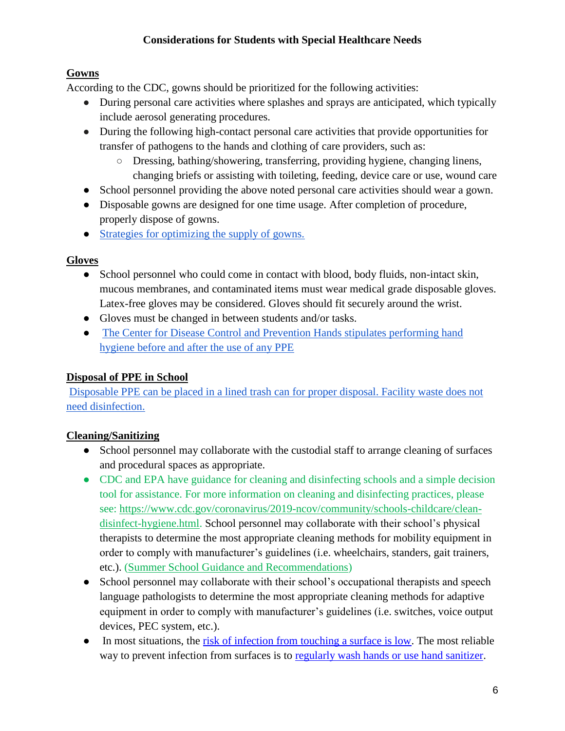**Considerations for Students with Special Healthcare Needs**

## Gowns

According to the CDC, gowns should be prioritized for the following activities:

- During personal care activities where splashes and sprays are anticipated, which typically include aerosol generating procedures.
- During the following high-contact personal care activities that provide opportunities for transfer of pathogens to the hands and clothing of care providers, such as:
  - Dressing, bathing/showering, transferring, providing hygiene, changing linens, changing briefs or assisting with toileting, feeding, device care or use, wound care
- School personnel providing the above noted personal care activities should wear a gown.
- Disposable gowns are designed for one time usage. After completion of procedure, properly dispose of gowns.
- Strategies for optimizing the supply of gowns.

## Gloves

- School personnel who could come in contact with blood, body fluids, non-intact skin, mucous membranes, and contaminated items must wear medical grade disposable gloves. Latex-free gloves may be considered. Gloves should fit securely around the wrist.
- Gloves must be changed in between students and/or tasks.
- The Center for Disease Control and Prevention Hands stipulates performing hand hygiene before and after the use of any PPE

## Disposal of PPE in School

Disposable PPE can be placed in a lined trash can for proper disposal. Facility waste does not need disinfection.

## Cleaning/Sanitizing

- School personnel may collaborate with the custodial staff to arrange cleaning of surfaces and procedural spaces as appropriate.
- CDC and EPA have guidance for cleaning and disinfecting schools and a simple decision tool for assistance. For more information on cleaning and disinfecting practices, please see: https://www.cdc.gov/coronavirus/2019-ncov/community/schools-childcare/clean-disinfect-hygiene.html. School personnel may collaborate with their school's physical therapists to determine the most appropriate cleaning methods for mobility equipment in order to comply with manufacturer's guidelines (i.e. wheelchairs, standers, gait trainers, etc.). (Summer School Guidance and Recommendations)
- School personnel may collaborate with their school's occupational therapists and speech language pathologists to determine the most appropriate cleaning methods for adaptive equipment in order to comply with manufacturer's guidelines (i.e. switches, voice output devices, PEC system, etc.).
- In most situations, the risk of infection from touching a surface is low. The most reliable way to prevent infection from surfaces is to regularly wash hands or use hand sanitizer.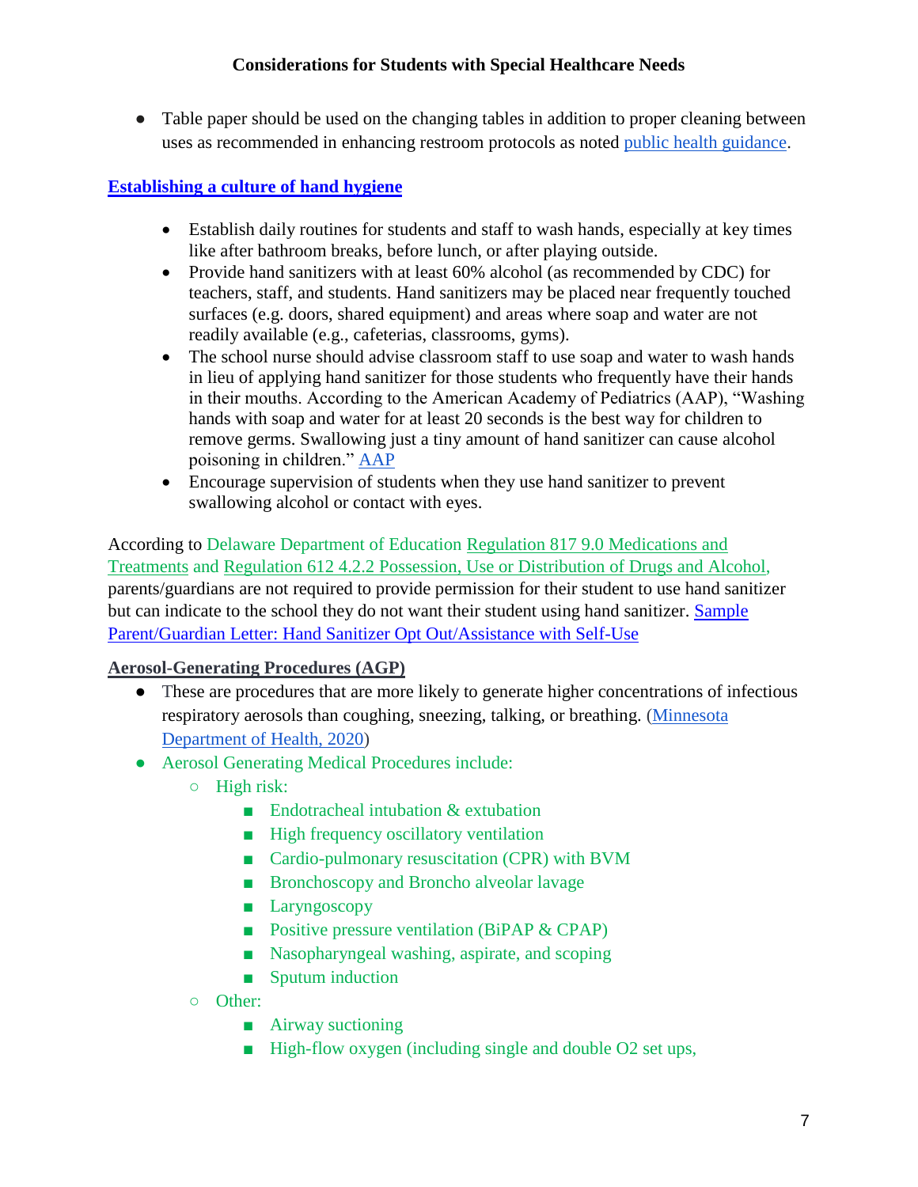- Table paper should be used on the changing tables in addition to proper cleaning between uses as recommended in enhancing restroom protocols as noted public health guidance.

## Establishing a culture of hand hygiene

- Establish daily routines for students and staff to wash hands, especially at key times like after bathroom breaks, before lunch, or after playing outside.
- Provide hand sanitizers with at least 60% alcohol (as recommended by CDC) for teachers, staff, and students. Hand sanitizers may be placed near frequently touched surfaces (e.g. doors, shared equipment) and areas where soap and water are not readily available (e.g., cafeterias, classrooms, gyms).
- The school nurse should advise classroom staff to use soap and water to wash hands in lieu of applying hand sanitizer for those students who frequently have their hands in their mouths. According to the American Academy of Pediatrics (AAP), "Washing hands with soap and water for at least 20 seconds is the best way for children to remove germs. Swallowing just a tiny amount of hand sanitizer can cause alcohol poisoning in children." AAP
- Encourage supervision of students when they use hand sanitizer to prevent swallowing alcohol or contact with eyes.

According to Delaware Department of Education Regulation 817 9.0 Medications and Treatments and Regulation 612 4.2.2 Possession, Use or Distribution of Drugs and Alcohol, parents/guardians are not required to provide permission for their student to use hand sanitizer but can indicate to the school they do not want their student using hand sanitizer. Sample Parent/Guardian Letter: Hand Sanitizer Opt Out/Assistance with Self-Use

## Aerosol-Generating Procedures (AGP)

- These are procedures that are more likely to generate higher concentrations of infectious respiratory aerosols than coughing, sneezing, talking, or breathing. (Minnesota Department of Health, 2020)
- Aerosol Generating Medical Procedures include:
  - High risk:
    - Endotracheal intubation & extubation
    - High frequency oscillatory ventilation
    - Cardio-pulmonary resuscitation (CPR) with BVM
    - Bronchoscopy and Broncho alveolar lavage
    - Laryngoscopy
    - Positive pressure ventilation (BiPAP & CPAP)
    - Nasopharyngeal washing, aspirate, and scoping
    - Sputum induction
  - Other:
    - Airway suctioning
    - High-flow oxygen (including single and double O2 set ups,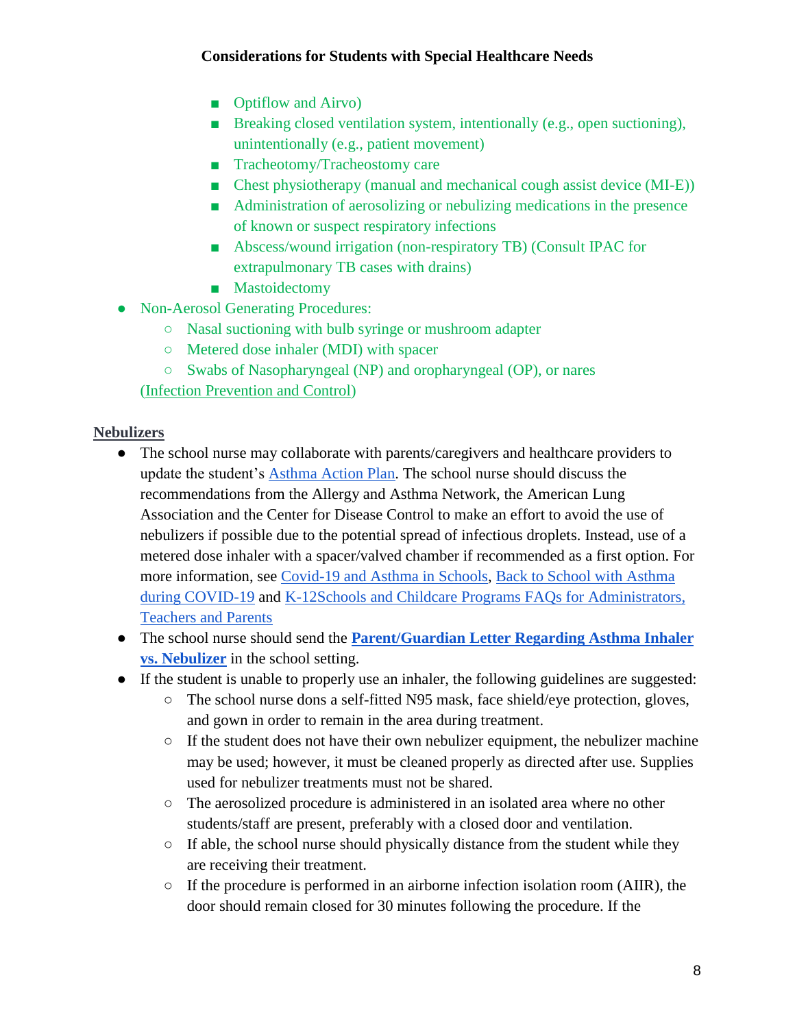- Optiflow and Airvo)
        - Breaking closed ventilation system, intentionally (e.g., open suctioning), unintentionally (e.g., patient movement)
        - Tracheotomy/Tracheostomy care
        - Chest physiotherapy (manual and mechanical cough assist device (MI-E))
        - Administration of aerosolizing or nebulizing medications in the presence of known or suspect respiratory infections
        - Abscess/wound irrigation (non-respiratory TB) (Consult IPAC for extrapulmonary TB cases with drains)
        - Mastoidectomy
- Non-Aerosol Generating Procedures:
    - Nasal suctioning with bulb syringe or mushroom adapter
    - Metered dose inhaler (MDI) with spacer
    - Swabs of Nasopharyngeal (NP) and oropharyngeal (OP), or nares

  (Infection Prevention and Control)

**Nebulizers**

- The school nurse may collaborate with parents/caregivers and healthcare providers to update the student's Asthma Action Plan. The school nurse should discuss the recommendations from the Allergy and Asthma Network, the American Lung Association and the Center for Disease Control to make an effort to avoid the use of nebulizers if possible due to the potential spread of infectious droplets. Instead, use of a metered dose inhaler with a spacer/valved chamber if recommended as a first option. For more information, see Covid-19 and Asthma in Schools, Back to School with Asthma during COVID-19 and K-12Schools and Childcare Programs FAQs for Administrators, Teachers and Parents
- The school nurse should send the **Parent/Guardian Letter Regarding Asthma Inhaler vs. Nebulizer** in the school setting.
- If the student is unable to properly use an inhaler, the following guidelines are suggested:
    - The school nurse dons a self-fitted N95 mask, face shield/eye protection, gloves, and gown in order to remain in the area during treatment.
    - If the student does not have their own nebulizer equipment, the nebulizer machine may be used; however, it must be cleaned properly as directed after use. Supplies used for nebulizer treatments must not be shared.
    - The aerosolized procedure is administered in an isolated area where no other students/staff are present, preferably with a closed door and ventilation.
    - If able, the school nurse should physically distance from the student while they are receiving their treatment.
    - If the procedure is performed in an airborne infection isolation room (AIIR), the door should remain closed for 30 minutes following the procedure. If the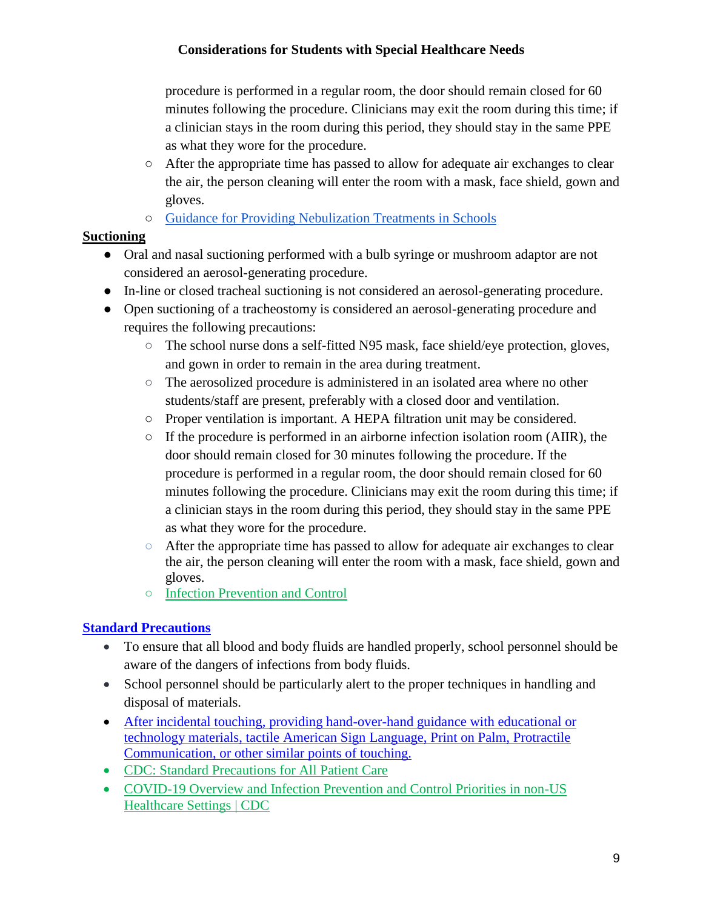procedure is performed in a regular room, the door should remain closed for 60 minutes following the procedure. Clinicians may exit the room during this time; if a clinician stays in the room during this period, they should stay in the same PPE as what they wore for the procedure.
  - After the appropriate time has passed to allow for adequate air exchanges to clear the air, the person cleaning will enter the room with a mask, face shield, gown and gloves.
  - [Guidance for Providing Nebulization Treatments in Schools]()

**Suctioning**

- Oral and nasal suctioning performed with a bulb syringe or mushroom adaptor are not considered an aerosol-generating procedure.
- In-line or closed tracheal suctioning is not considered an aerosol-generating procedure.
- Open suctioning of a tracheostomy is considered an aerosol-generating procedure and requires the following precautions:
  - The school nurse dons a self-fitted N95 mask, face shield/eye protection, gloves, and gown in order to remain in the area during treatment.
  - The aerosolized procedure is administered in an isolated area where no other students/staff are present, preferably with a closed door and ventilation.
  - Proper ventilation is important. A HEPA filtration unit may be considered.
  - If the procedure is performed in an airborne infection isolation room (AIIR), the door should remain closed for 30 minutes following the procedure. If the procedure is performed in a regular room, the door should remain closed for 60 minutes following the procedure. Clinicians may exit the room during this time; if a clinician stays in the room during this period, they should stay in the same PPE as what they wore for the procedure.
  - After the appropriate time has passed to allow for adequate air exchanges to clear the air, the person cleaning will enter the room with a mask, face shield, gown and gloves.
  - [Infection Prevention and Control]()

**[Standard Precautions]()**

- To ensure that all blood and body fluids are handled properly, school personnel should be aware of the dangers of infections from body fluids.
- School personnel should be particularly alert to the proper techniques in handling and disposal of materials.
- [After incidental touching, providing hand-over-hand guidance with educational or technology materials, tactile American Sign Language, Print on Palm, Protractile Communication, or other similar points of touching.]()
- [CDC: Standard Precautions for All Patient Care]()
- [COVID-19 Overview and Infection Prevention and Control Priorities in non-US Healthcare Settings | CDC]()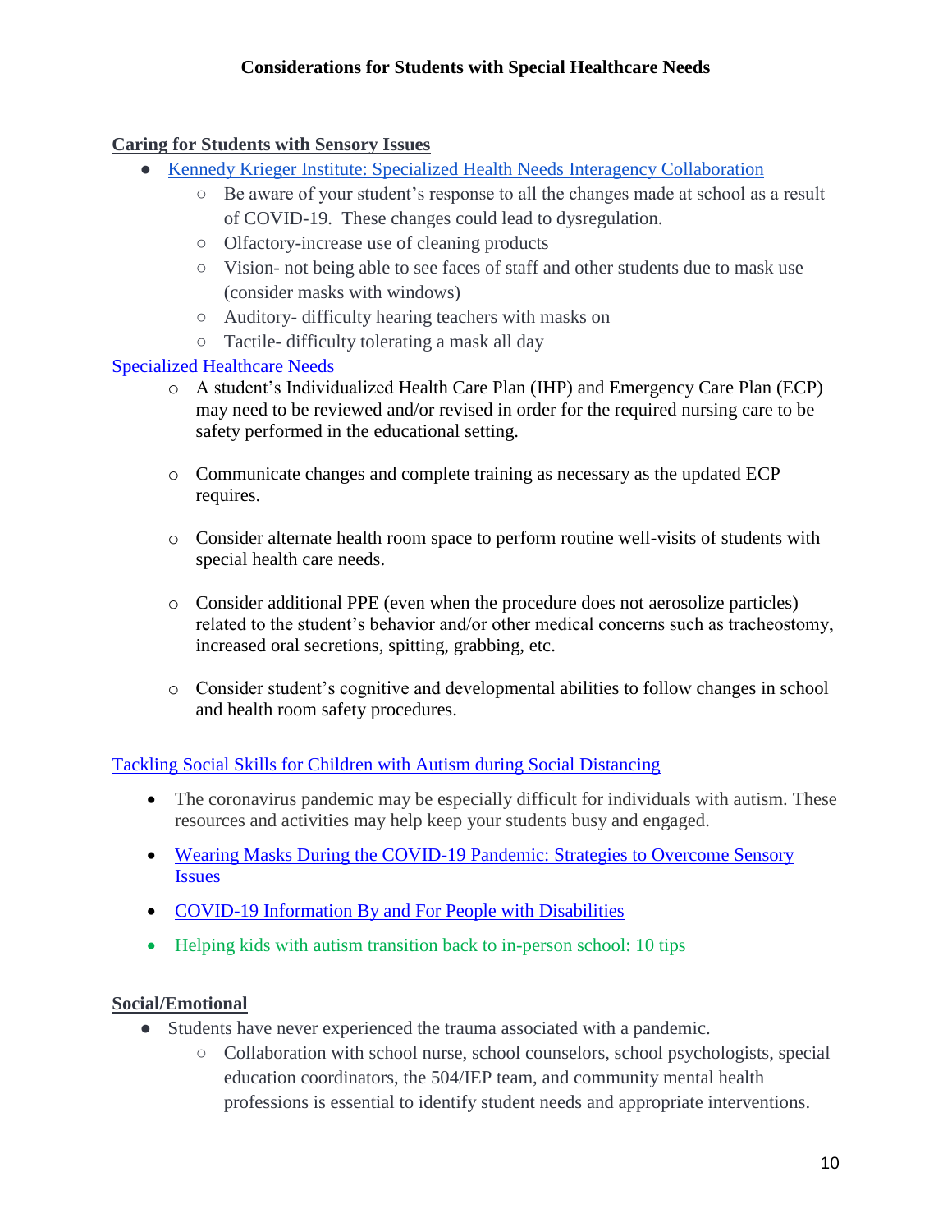## Considerations for Students with Special Healthcare Needs

**Caring for Students with Sensory Issues**

- Kennedy Krieger Institute: Specialized Health Needs Interagency Collaboration
  - Be aware of your student's response to all the changes made at school as a result of COVID-19. These changes could lead to dysregulation.
  - Olfactory-increase use of cleaning products
  - Vision- not being able to see faces of staff and other students due to mask use (consider masks with windows)
  - Auditory- difficulty hearing teachers with masks on
  - Tactile- difficulty tolerating a mask all day

Specialized Healthcare Needs

- A student's Individualized Health Care Plan (IHP) and Emergency Care Plan (ECP) may need to be reviewed and/or revised in order for the required nursing care to be safety performed in the educational setting.
- Communicate changes and complete training as necessary as the updated ECP requires.
- Consider alternate health room space to perform routine well-visits of students with special health care needs.
- Consider additional PPE (even when the procedure does not aerosolize particles) related to the student's behavior and/or other medical concerns such as tracheostomy, increased oral secretions, spitting, grabbing, etc.
- Consider student's cognitive and developmental abilities to follow changes in school and health room safety procedures.

Tackling Social Skills for Children with Autism during Social Distancing

- The coronavirus pandemic may be especially difficult for individuals with autism. These resources and activities may help keep your students busy and engaged.
- Wearing Masks During the COVID-19 Pandemic: Strategies to Overcome Sensory Issues
- COVID-19 Information By and For People with Disabilities
- Helping kids with autism transition back to in-person school: 10 tips

**Social/Emotional**

- Students have never experienced the trauma associated with a pandemic.
  - Collaboration with school nurse, school counselors, school psychologists, special education coordinators, the 504/IEP team, and community mental health professions is essential to identify student needs and appropriate interventions.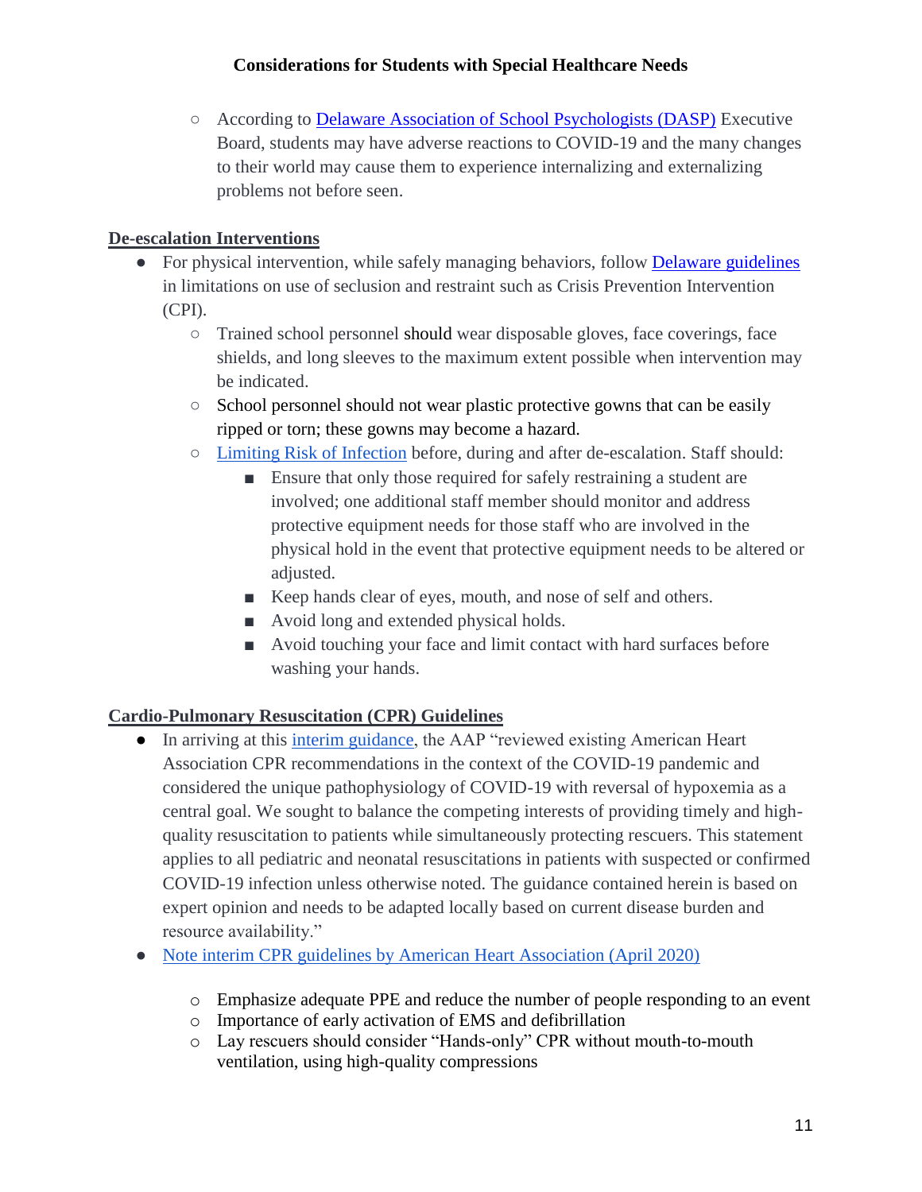- According to Delaware Association of School Psychologists (DASP) Executive Board, students may have adverse reactions to COVID-19 and the many changes to their world may cause them to experience internalizing and externalizing problems not before seen.

## De-escalation Interventions

- For physical intervention, while safely managing behaviors, follow Delaware guidelines in limitations on use of seclusion and restraint such as Crisis Prevention Intervention (CPI).
  - Trained school personnel should wear disposable gloves, face coverings, face shields, and long sleeves to the maximum extent possible when intervention may be indicated.
  - School personnel should not wear plastic protective gowns that can be easily ripped or torn; these gowns may become a hazard.
  - Limiting Risk of Infection before, during and after de-escalation. Staff should:
    - Ensure that only those required for safely restraining a student are involved; one additional staff member should monitor and address protective equipment needs for those staff who are involved in the physical hold in the event that protective equipment needs to be altered or adjusted.
    - Keep hands clear of eyes, mouth, and nose of self and others.
    - Avoid long and extended physical holds.
    - Avoid touching your face and limit contact with hard surfaces before washing your hands.

## Cardio-Pulmonary Resuscitation (CPR) Guidelines

- In arriving at this interim guidance, the AAP "reviewed existing American Heart Association CPR recommendations in the context of the COVID-19 pandemic and considered the unique pathophysiology of COVID-19 with reversal of hypoxemia as a central goal. We sought to balance the competing interests of providing timely and high-quality resuscitation to patients while simultaneously protecting rescuers. This statement applies to all pediatric and neonatal resuscitations in patients with suspected or confirmed COVID-19 infection unless otherwise noted. The guidance contained herein is based on expert opinion and needs to be adapted locally based on current disease burden and resource availability."
- Note interim CPR guidelines by American Heart Association (April 2020)
  - Emphasize adequate PPE and reduce the number of people responding to an event
  - Importance of early activation of EMS and defibrillation
  - Lay rescuers should consider "Hands-only" CPR without mouth-to-mouth ventilation, using high-quality compressions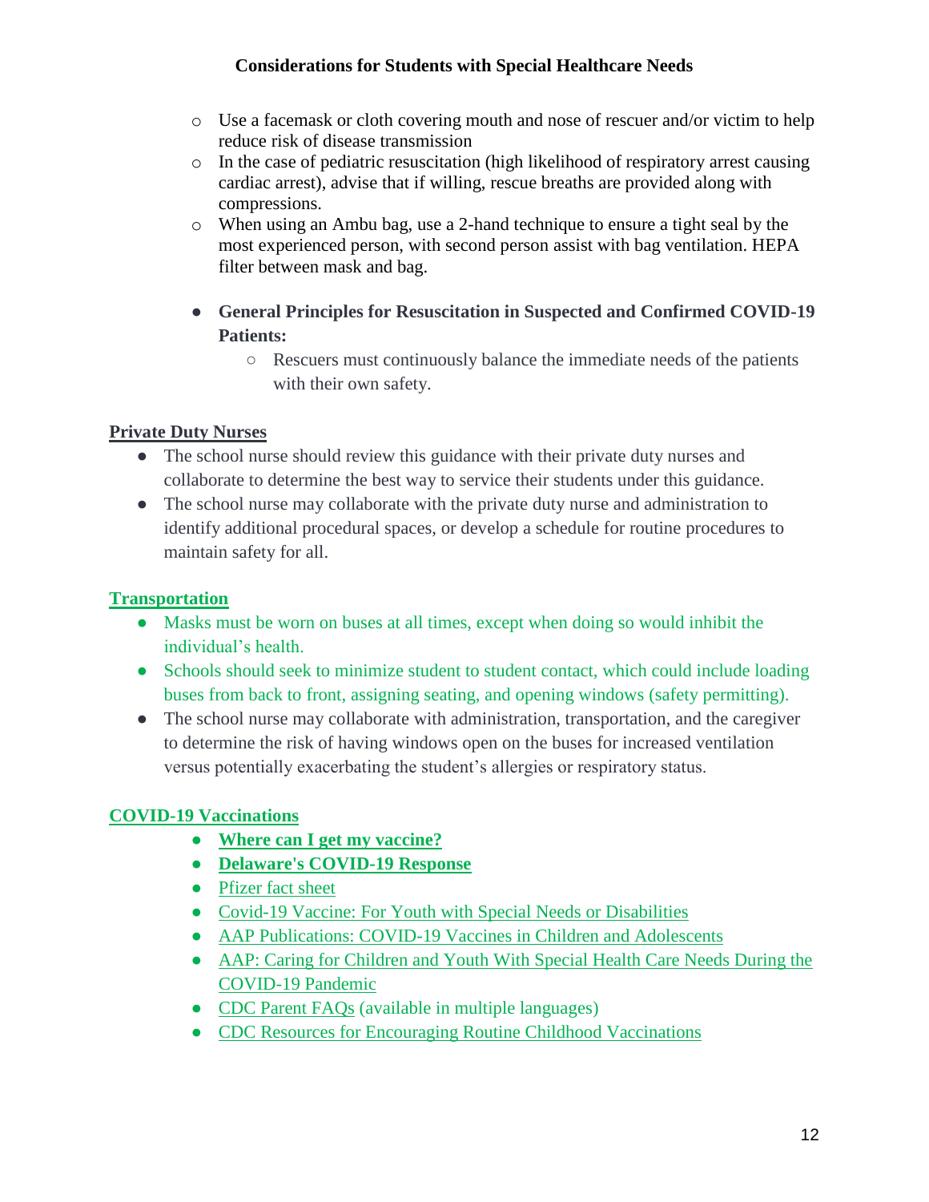- Use a facemask or cloth covering mouth and nose of rescuer and/or victim to help reduce risk of disease transmission
- In the case of pediatric resuscitation (high likelihood of respiratory arrest causing cardiac arrest), advise that if willing, rescue breaths are provided along with compressions.
- When using an Ambu bag, use a 2-hand technique to ensure a tight seal by the most experienced person, with second person assist with bag ventilation. HEPA filter between mask and bag.

- **General Principles for Resuscitation in Suspected and Confirmed COVID-19 Patients:**
  - Rescuers must continuously balance the immediate needs of the patients with their own safety.

## Private Duty Nurses

- The school nurse should review this guidance with their private duty nurses and collaborate to determine the best way to service their students under this guidance.
- The school nurse may collaborate with the private duty nurse and administration to identify additional procedural spaces, or develop a schedule for routine procedures to maintain safety for all.

## Transportation

- Masks must be worn on buses at all times, except when doing so would inhibit the individual's health.
- Schools should seek to minimize student to student contact, which could include loading buses from back to front, assigning seating, and opening windows (safety permitting).
- The school nurse may collaborate with administration, transportation, and the caregiver to determine the risk of having windows open on the buses for increased ventilation versus potentially exacerbating the student's allergies or respiratory status.

## COVID-19 Vaccinations

- **Where can I get my vaccine?**
- **Delaware's COVID-19 Response**
- Pfizer fact sheet
- Covid-19 Vaccine: For Youth with Special Needs or Disabilities
- AAP Publications: COVID-19 Vaccines in Children and Adolescents
- AAP: Caring for Children and Youth With Special Health Care Needs During the COVID-19 Pandemic
- CDC Parent FAQs (available in multiple languages)
- CDC Resources for Encouraging Routine Childhood Vaccinations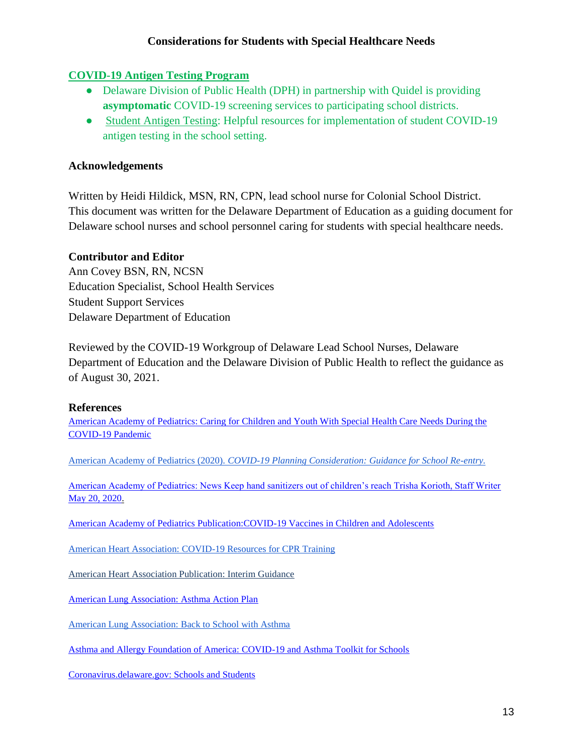## COVID-19 Antigen Testing Program

- Delaware Division of Public Health (DPH) in partnership with Quidel is providing **asymptomatic** COVID-19 screening services to participating school districts.
- Student Antigen Testing: Helpful resources for implementation of student COVID-19 antigen testing in the school setting.

### Acknowledgements

Written by Heidi Hildick, MSN, RN, CPN, lead school nurse for Colonial School District. This document was written for the Delaware Department of Education as a guiding document for Delaware school nurses and school personnel caring for students with special healthcare needs.

### Contributor and Editor

Ann Covey BSN, RN, NCSN
Education Specialist, School Health Services
Student Support Services
Delaware Department of Education

Reviewed by the COVID-19 Workgroup of Delaware Lead School Nurses, Delaware Department of Education and the Delaware Division of Public Health to reflect the guidance as of August 30, 2021.

### References

American Academy of Pediatrics: Caring for Children and Youth With Special Health Care Needs During the COVID-19 Pandemic

American Academy of Pediatrics (2020). *COVID-19 Planning Consideration: Guidance for School Re-entry.*

American Academy of Pediatrics: News Keep hand sanitizers out of children's reach Trisha Korioth, Staff Writer May 20, 2020.

American Academy of Pediatrics Publication:COVID-19 Vaccines in Children and Adolescents

American Heart Association: COVID-19 Resources for CPR Training

American Heart Association Publication: Interim Guidance

American Lung Association: Asthma Action Plan

American Lung Association: Back to School with Asthma

Asthma and Allergy Foundation of America: COVID-19 and Asthma Toolkit for Schools

Coronavirus.delaware.gov: Schools and Students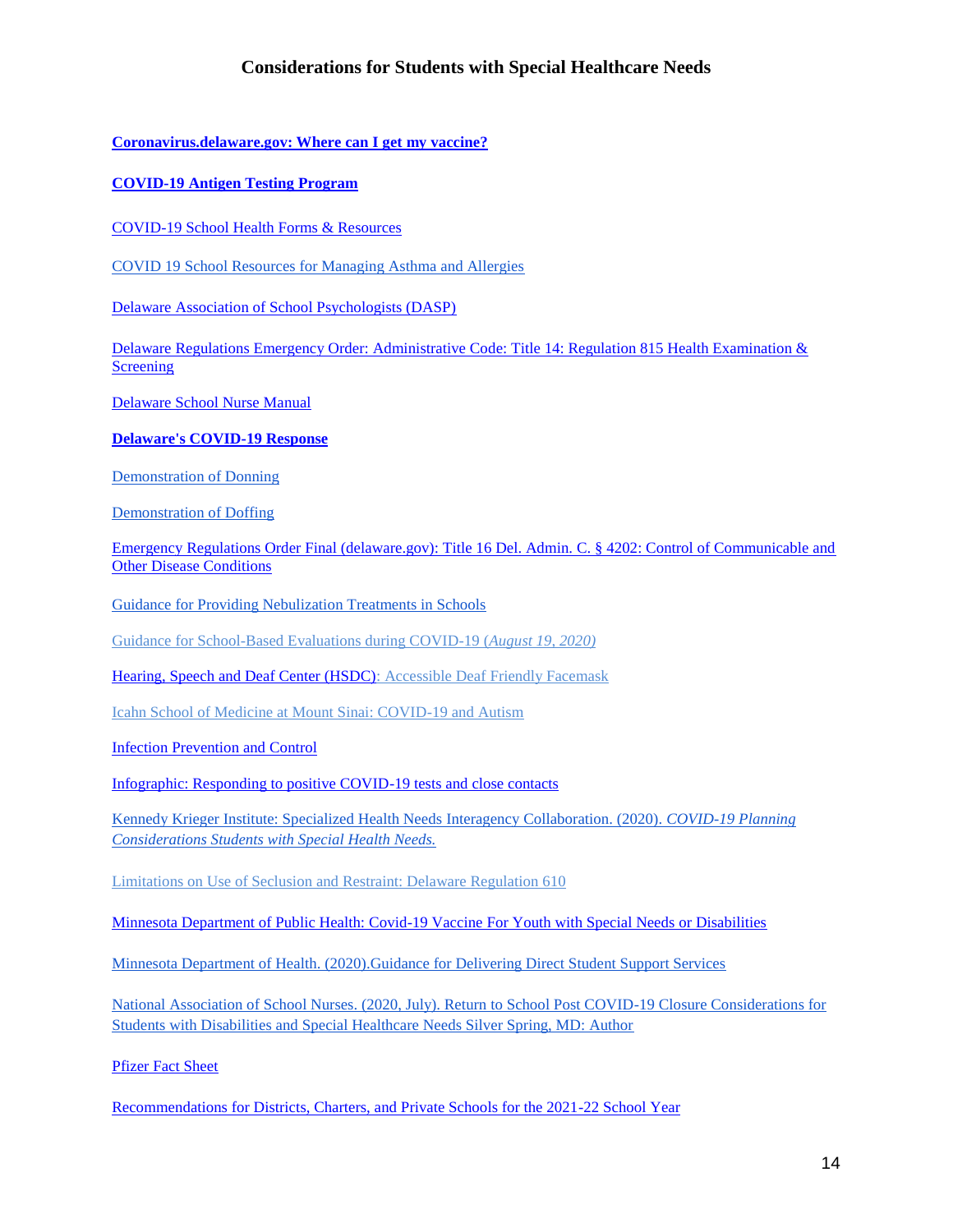## Considerations for Students with Special Healthcare Needs

**Coronavirus.delaware.gov: Where can I get my vaccine?**

**COVID-19 Antigen Testing Program**

COVID-19 School Health Forms & Resources

COVID 19 School Resources for Managing Asthma and Allergies

Delaware Association of School Psychologists (DASP)

Delaware Regulations Emergency Order: Administrative Code: Title 14: Regulation 815 Health Examination & Screening

Delaware School Nurse Manual

**Delaware's COVID-19 Response**

Demonstration of Donning

Demonstration of Doffing

Emergency Regulations Order Final (delaware.gov): Title 16 Del. Admin. C. § 4202: Control of Communicable and Other Disease Conditions

Guidance for Providing Nebulization Treatments in Schools

Guidance for School-Based Evaluations during COVID-19 (*August 19, 2020)*

Hearing, Speech and Deaf Center (HSDC): Accessible Deaf Friendly Facemask

Icahn School of Medicine at Mount Sinai: COVID-19 and Autism

Infection Prevention and Control

Infographic: Responding to positive COVID-19 tests and close contacts

Kennedy Krieger Institute: Specialized Health Needs Interagency Collaboration. (2020). *COVID-19 Planning Considerations Students with Special Health Needs.*

Limitations on Use of Seclusion and Restraint: Delaware Regulation 610

Minnesota Department of Public Health: Covid-19 Vaccine For Youth with Special Needs or Disabilities

Minnesota Department of Health. (2020).Guidance for Delivering Direct Student Support Services

National Association of School Nurses. (2020, July). Return to School Post COVID-19 Closure Considerations for Students with Disabilities and Special Healthcare Needs Silver Spring, MD: Author

Pfizer Fact Sheet

Recommendations for Districts, Charters, and Private Schools for the 2021-22 School Year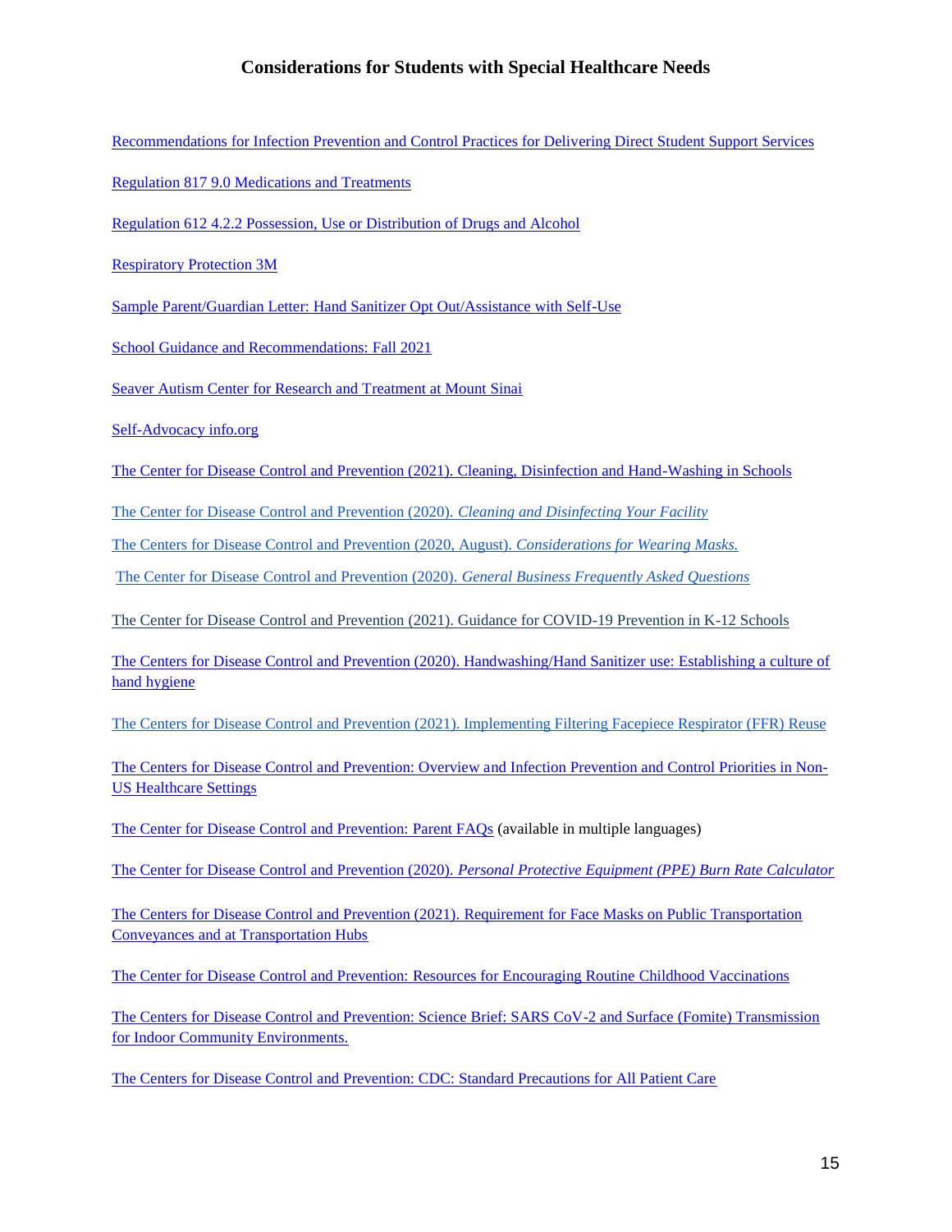## Considerations for Students with Special Healthcare Needs

Recommendations for Infection Prevention and Control Practices for Delivering Direct Student Support Services

Regulation 817 9.0 Medications and Treatments

Regulation 612 4.2.2 Possession, Use or Distribution of Drugs and Alcohol

Respiratory Protection 3M

Sample Parent/Guardian Letter: Hand Sanitizer Opt Out/Assistance with Self-Use

School Guidance and Recommendations: Fall 2021

Seaver Autism Center for Research and Treatment at Mount Sinai

Self-Advocacy info.org

The Center for Disease Control and Prevention (2021). Cleaning, Disinfection and Hand-Washing in Schools

The Center for Disease Control and Prevention (2020). *Cleaning and Disinfecting Your Facility*

The Centers for Disease Control and Prevention (2020, August). *Considerations for Wearing Masks.*

The Center for Disease Control and Prevention (2020). *General Business Frequently Asked Questions*

The Center for Disease Control and Prevention (2021). Guidance for COVID-19 Prevention in K-12 Schools

The Centers for Disease Control and Prevention (2020). Handwashing/Hand Sanitizer use: Establishing a culture of hand hygiene

The Centers for Disease Control and Prevention (2021). Implementing Filtering Facepiece Respirator (FFR) Reuse

The Centers for Disease Control and Prevention: Overview and Infection Prevention and Control Priorities in Non-US Healthcare Settings

The Center for Disease Control and Prevention: Parent FAQs (available in multiple languages)

The Center for Disease Control and Prevention (2020). *Personal Protective Equipment (PPE) Burn Rate Calculator*

The Centers for Disease Control and Prevention (2021). Requirement for Face Masks on Public Transportation Conveyances and at Transportation Hubs

The Center for Disease Control and Prevention: Resources for Encouraging Routine Childhood Vaccinations

The Centers for Disease Control and Prevention: Science Brief: SARS CoV-2 and Surface (Fomite) Transmission for Indoor Community Environments.

The Centers for Disease Control and Prevention: CDC: Standard Precautions for All Patient Care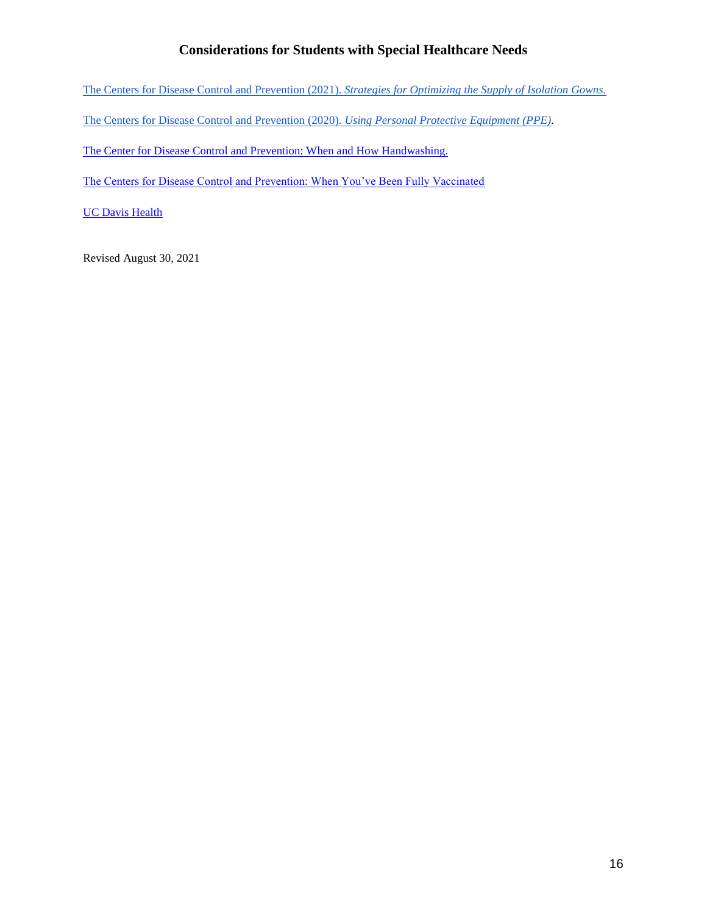# Considerations for Students with Special Healthcare Needs

The Centers for Disease Control and Prevention (2021). *Strategies for Optimizing the Supply of Isolation Gowns.*

The Centers for Disease Control and Prevention (2020). *Using Personal Protective Equipment (PPE)*.

The Center for Disease Control and Prevention: When and How Handwashing.

The Centers for Disease Control and Prevention: When You've Been Fully Vaccinated

UC Davis Health

Revised August 30, 2021